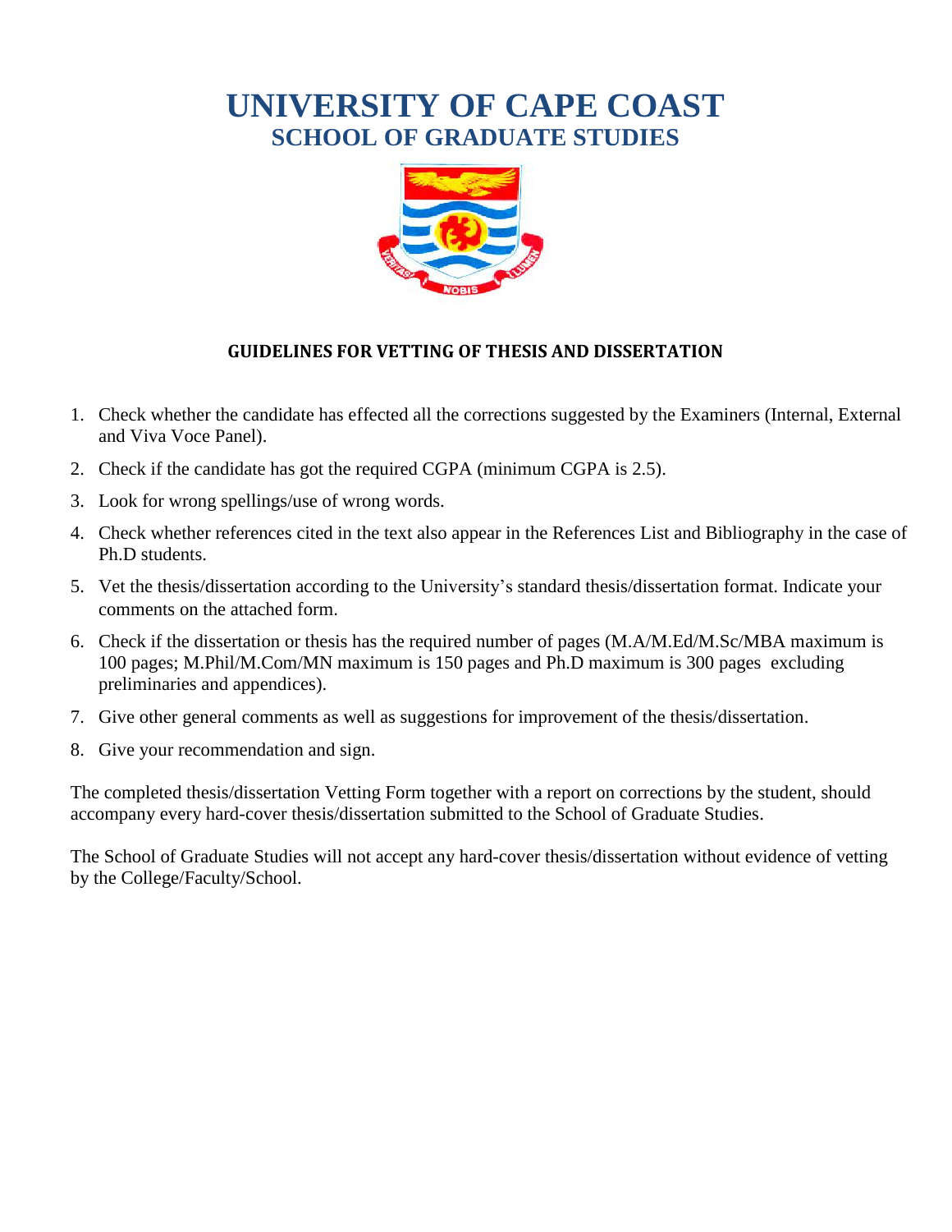# UNIVERSITY OF CAPE COAST
## SCHOOL OF GRADUATE STUDIES

### GUIDELINES FOR VETTING OF THESIS AND DISSERTATION

1. Check whether the candidate has effected all the corrections suggested by the Examiners (Internal, External and Viva Voce Panel).
2. Check if the candidate has got the required CGPA (minimum CGPA is 2.5).
3. Look for wrong spellings/use of wrong words.
4. Check whether references cited in the text also appear in the References List and Bibliography in the case of Ph.D students.
5. Vet the thesis/dissertation according to the University's standard thesis/dissertation format. Indicate your comments on the attached form.
6. Check if the dissertation or thesis has the required number of pages (M.A/M.Ed/M.Sc/MBA maximum is 100 pages; M.Phil/M.Com/MN maximum is 150 pages and Ph.D maximum is 300 pages excluding preliminaries and appendices).
7. Give other general comments as well as suggestions for improvement of the thesis/dissertation.
8. Give your recommendation and sign.

The completed thesis/dissertation Vetting Form together with a report on corrections by the student, should accompany every hard-cover thesis/dissertation submitted to the School of Graduate Studies.

The School of Graduate Studies will not accept any hard-cover thesis/dissertation without evidence of vetting by the College/Faculty/School.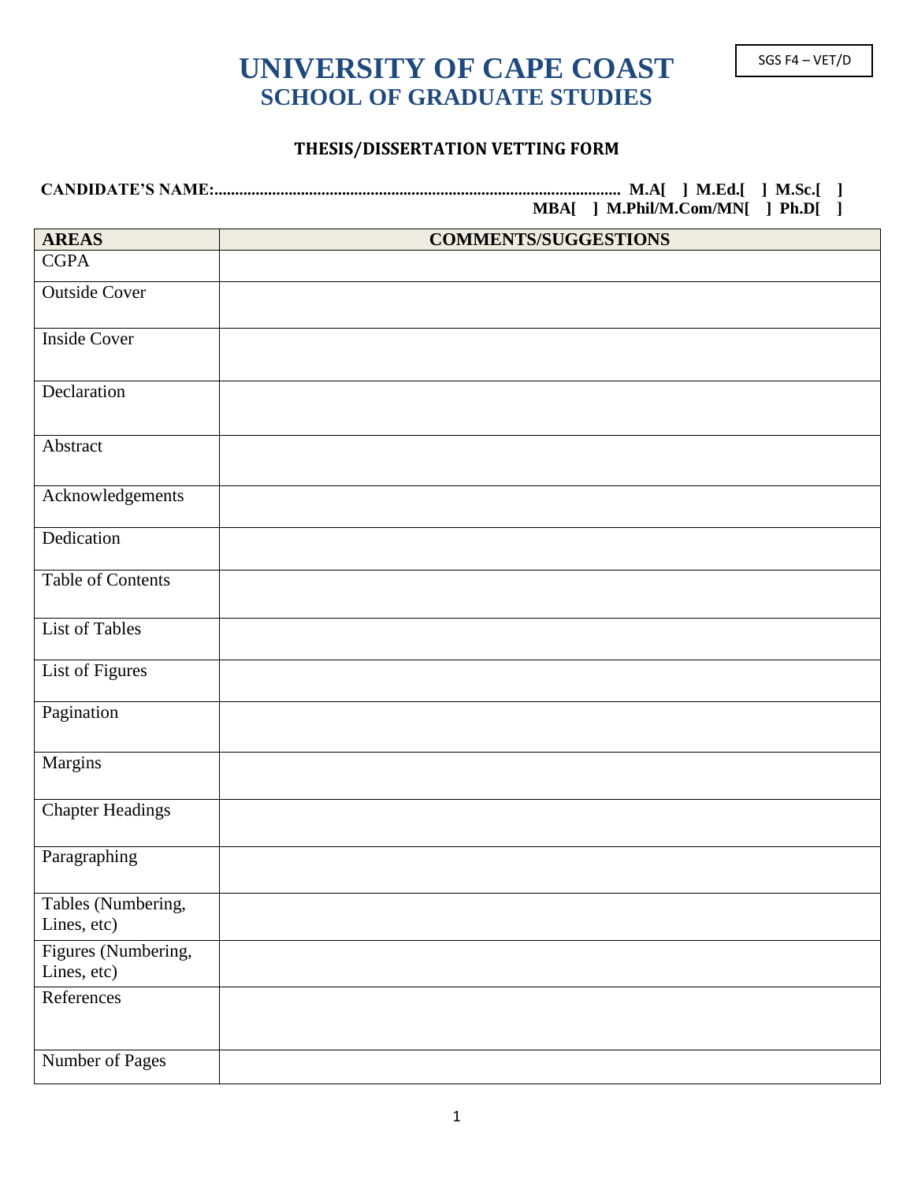SGS F4 – VET/D

# UNIVERSITY OF CAPE COAST
## SCHOOL OF GRADUATE STUDIES

### THESIS/DISSERTATION VETTING FORM

**CANDIDATE'S NAME:................................................................................................ M.A[ ] M.Ed.[ ] M.Sc.[ ]**
**MBA[ ] M.Phil/M.Com/MN[ ] Ph.D[ ]**

| AREAS | COMMENTS/SUGGESTIONS |
|---|---|
| CGPA | |
| Outside Cover | |
| Inside Cover | |
| Declaration | |
| Abstract | |
| Acknowledgements | |
| Dedication | |
| Table of Contents | |
| List of Tables | |
| List of Figures | |
| Pagination | |
| Margins | |
| Chapter Headings | |
| Paragraphing | |
| Tables (Numbering, Lines, etc) | |
| Figures (Numbering, Lines, etc) | |
| References | |
| Number of Pages | |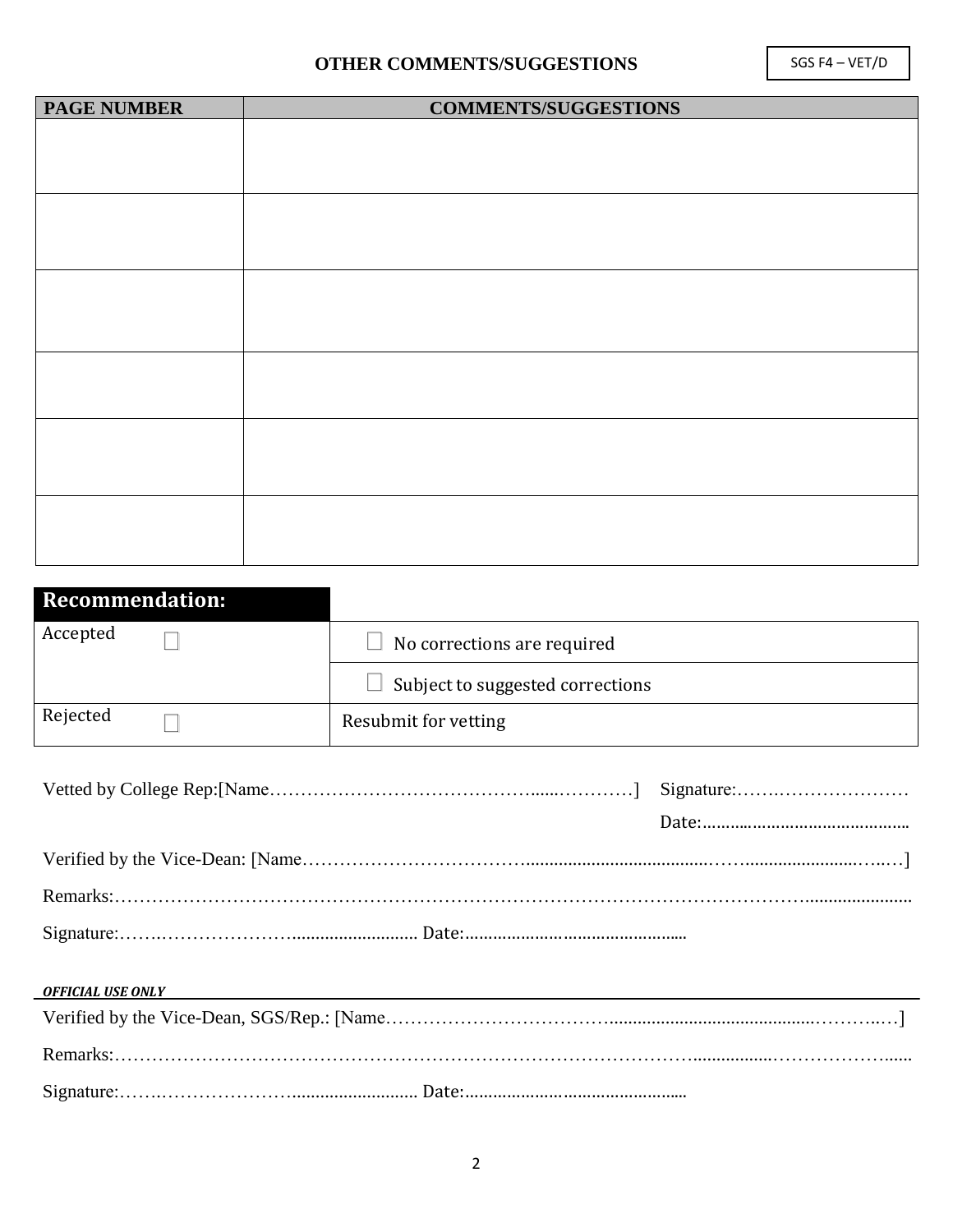SGS F4 – VET/D

## OTHER COMMENTS/SUGGESTIONS

| PAGE NUMBER | COMMENTS/SUGGESTIONS |
|---|---|
| | |
| | |
| | |
| | |
| | |
| | |

| **Recommendation:** | | |
|---|---|---|
| Accepted | ☐ | ☐ No corrections are required |
| | | ☐ Subject to suggested corrections |
| Rejected | ☐ | Resubmit for vetting |

Vetted by College Rep:[Name……………………………………......…………] Signature:…….…………………

Date:..........................................

Verified by the Vice-Dean: [Name……………………………….......................................……........................….…]

Remarks:……………………………………………………………………………………………………........................

Signature:…….………………….......................... Date:..............................................

***OFFICIAL USE ONLY***

Verified by the Vice-Dean, SGS/Rep.: [Name……………………………….........................................………..…]

Remarks:………………………………………………………………………………….................…………………......

Signature:…….………………….......................... Date:..............................................